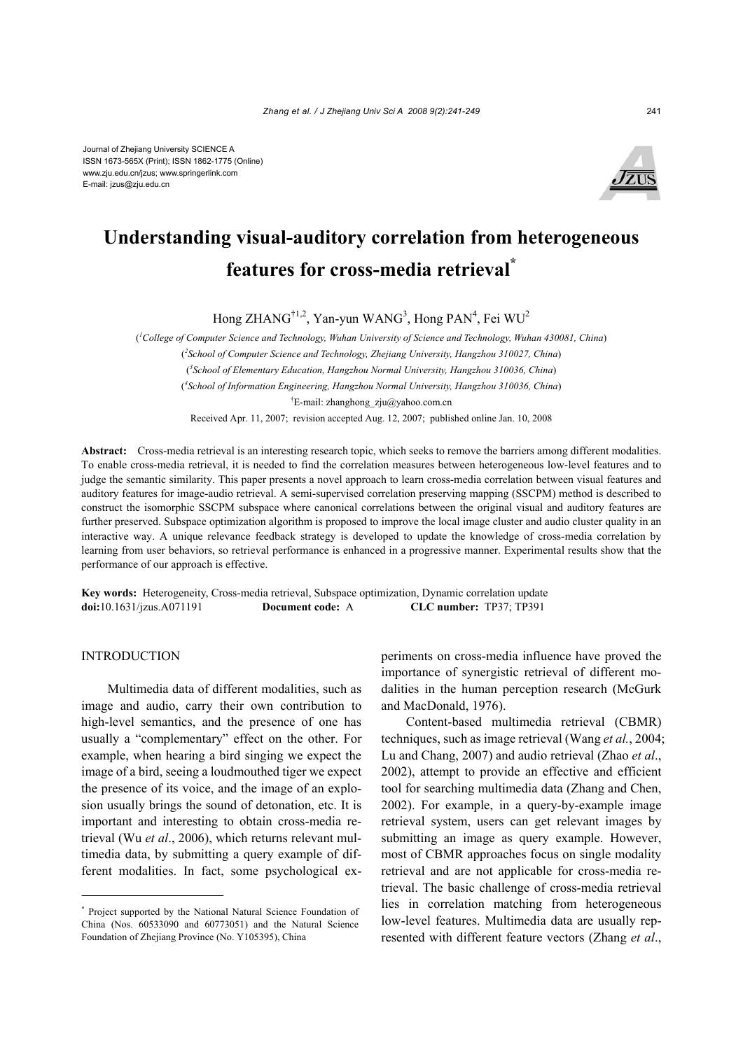Journal of Zhejiang University SCIENCE A
ISSN 1673-565X (Print); ISSN 1862-1775 (Online)
www.zju.edu.cn/jzus; www.springerlink.com
E-mail: jzus@zju.edu.cn

# Understanding visual-auditory correlation from heterogeneous features for cross-media retrieval*

Hong ZHANG[†1,2], Yan-yun WANG[3], Hong PAN[4], Fei WU[2]

([1]*College of Computer Science and Technology, Wuhan University of Science and Technology, Wuhan 430081, China*)

([2]*School of Computer Science and Technology, Zhejiang University, Hangzhou 310027, China*)

([3]*School of Elementary Education, Hangzhou Normal University, Hangzhou 310036, China*)

([4]*School of Information Engineering, Hangzhou Normal University, Hangzhou 310036, China*)

[†]E-mail: zhanghong_zju@yahoo.com.cn

Received Apr. 11, 2007; revision accepted Aug. 12, 2007; published online Jan. 10, 2008

**Abstract:** Cross-media retrieval is an interesting research topic, which seeks to remove the barriers among different modalities. To enable cross-media retrieval, it is needed to find the correlation measures between heterogeneous low-level features and to judge the semantic similarity. This paper presents a novel approach to learn cross-media correlation between visual features and auditory features for image-audio retrieval. A semi-supervised correlation preserving mapping (SSCPM) method is described to construct the isomorphic SSCPM subspace where canonical correlations between the original visual and auditory features are further preserved. Subspace optimization algorithm is proposed to improve the local image cluster and audio cluster quality in an interactive way. A unique relevance feedback strategy is developed to update the knowledge of cross-media correlation by learning from user behaviors, so retrieval performance is enhanced in a progressive manner. Experimental results show that the performance of our approach is effective.

**Key words:** Heterogeneity, Cross-media retrieval, Subspace optimization, Dynamic correlation update
**doi:**10.1631/jzus.A071191 **Document code:** A **CLC number:** TP37; TP391

## INTRODUCTION

Multimedia data of different modalities, such as image and audio, carry their own contribution to high-level semantics, and the presence of one has usually a "complementary" effect on the other. For example, when hearing a bird singing we expect the image of a bird, seeing a loudmouthed tiger we expect the presence of its voice, and the image of an explosion usually brings the sound of detonation, etc. It is important and interesting to obtain cross-media retrieval (Wu *et al*., 2006), which returns relevant multimedia data, by submitting a query example of different modalities. In fact, some psychological experiments on cross-media influence have proved the importance of synergistic retrieval of different modalities in the human perception research (McGurk and MacDonald, 1976).

Content-based multimedia retrieval (CBMR) techniques, such as image retrieval (Wang *et al.*, 2004; Lu and Chang, 2007) and audio retrieval (Zhao *et al*., 2002), attempt to provide an effective and efficient tool for searching multimedia data (Zhang and Chen, 2002). For example, in a query-by-example image retrieval system, users can get relevant images by submitting an image as query example. However, most of CBMR approaches focus on single modality retrieval and are not applicable for cross-media retrieval. The basic challenge of cross-media retrieval lies in correlation matching from heterogeneous low-level features. Multimedia data are usually represented with different feature vectors (Zhang *et al*.,

* Project supported by the National Natural Science Foundation of China (Nos. 60533090 and 60773051) and the Natural Science Foundation of Zhejiang Province (No. Y105395), China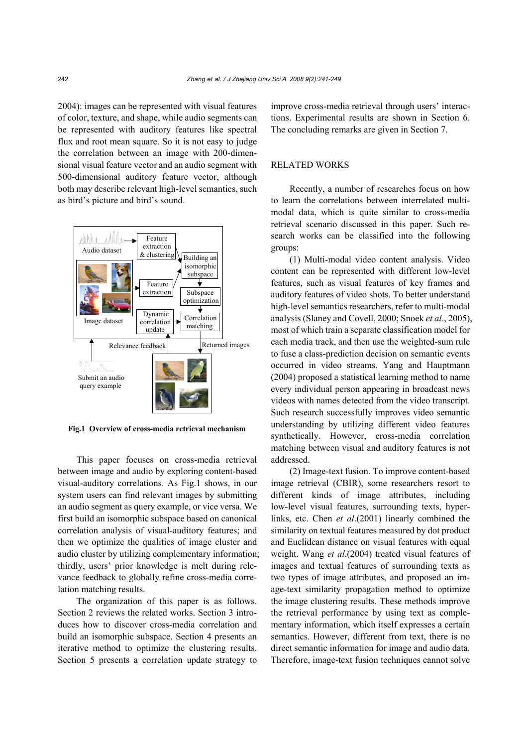2004): images can be represented with visual features of color, texture, and shape, while audio segments can be represented with auditory features like spectral flux and root mean square. So it is not easy to judge the correlation between an image with 200-dimensional visual feature vector and an audio segment with 500-dimensional auditory feature vector, although both may describe relevant high-level semantics, such as bird's picture and bird's sound.

**Fig.1 Overview of cross-media retrieval mechanism**

This paper focuses on cross-media retrieval between image and audio by exploring content-based visual-auditory correlations. As Fig.1 shows, in our system users can find relevant images by submitting an audio segment as query example, or vice versa. We first build an isomorphic subspace based on canonical correlation analysis of visual-auditory features; and then we optimize the qualities of image cluster and audio cluster by utilizing complementary information; thirdly, users' prior knowledge is melt during relevance feedback to globally refine cross-media correlation matching results.

The organization of this paper is as follows. Section 2 reviews the related works. Section 3 introduces how to discover cross-media correlation and build an isomorphic subspace. Section 4 presents an iterative method to optimize the clustering results. Section 5 presents a correlation update strategy to improve cross-media retrieval through users' interactions. Experimental results are shown in Section 6. The concluding remarks are given in Section 7.

## RELATED WORKS

Recently, a number of researches focus on how to learn the correlations between interrelated multi-modal data, which is quite similar to cross-media retrieval scenario discussed in this paper. Such research works can be classified into the following groups:

(1) Multi-modal video content analysis. Video content can be represented with different low-level features, such as visual features of key frames and auditory features of video shots. To better understand high-level semantics researchers, refer to multi-modal analysis (Slaney and Covell, 2000; Snoek *et al*., 2005), most of which train a separate classification model for each media track, and then use the weighted-sum rule to fuse a class-prediction decision on semantic events occurred in video streams. Yang and Hauptmann (2004) proposed a statistical learning method to name every individual person appearing in broadcast news videos with names detected from the video transcript. Such research successfully improves video semantic understanding by utilizing different video features synthetically. However, cross-media correlation matching between visual and auditory features is not addressed.

(2) Image-text fusion. To improve content-based image retrieval (CBIR), some researchers resort to different kinds of image attributes, including low-level visual features, surrounding texts, hyperlinks, etc. Chen *et al*.(2001) linearly combined the similarity on textual features measured by dot product and Euclidean distance on visual features with equal weight. Wang *et al*.(2004) treated visual features of images and textual features of surrounding texts as two types of image attributes, and proposed an image-text similarity propagation method to optimize the image clustering results. These methods improve the retrieval performance by using text as complementary information, which itself expresses a certain semantics. However, different from text, there is no direct semantic information for image and audio data. Therefore, image-text fusion techniques cannot solve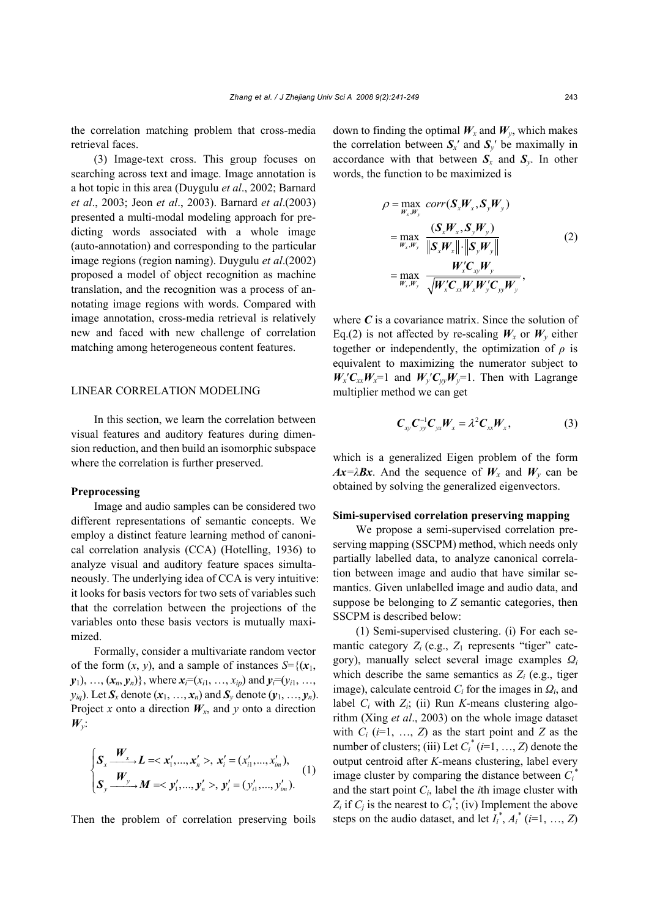the correlation matching problem that cross-media retrieval faces.

(3) Image-text cross. This group focuses on searching across text and image. Image annotation is a hot topic in this area (Duygulu *et al*., 2002; Barnard *et al*., 2003; Jeon *et al*., 2003). Barnard *et al*.(2003) presented a multi-modal modeling approach for predicting words associated with a whole image (auto-annotation) and corresponding to the particular image regions (region naming). Duygulu *et al*.(2002) proposed a model of object recognition as machine translation, and the recognition was a process of annotating image regions with words. Compared with image annotation, cross-media retrieval is relatively new and faced with new challenge of correlation matching among heterogeneous content features.

## LINEAR CORRELATION MODELING

In this section, we learn the correlation between visual features and auditory features during dimension reduction, and then build an isomorphic subspace where the correlation is further preserved.

### Preprocessing

Image and audio samples can be considered two different representations of semantic concepts. We employ a distinct feature learning method of canonical correlation analysis (CCA) (Hotelling, 1936) to analyze visual and auditory feature spaces simultaneously. The underlying idea of CCA is very intuitive: it looks for basis vectors for two sets of variables such that the correlation between the projections of the variables onto these basis vectors is mutually maximized.

Formally, consider a multivariate random vector of the form $(x, y)$, and a sample of instances $S=\{(\boldsymbol{x}_1, \boldsymbol{y}_1), \ldots, (\boldsymbol{x}_n, \boldsymbol{y}_n)\}$, where $\boldsymbol{x}_i=(x_{i1}, \ldots, x_{ip})$ and $\boldsymbol{y}_i=(y_{i1}, \ldots, y_{iq})$. Let $\boldsymbol{S}_x$ denote $(\boldsymbol{x}_1, \ldots, \boldsymbol{x}_n)$ and $\boldsymbol{S}_y$ denote $(\boldsymbol{y}_1, \ldots, \boldsymbol{y}_n)$. Project $x$ onto a direction $\boldsymbol{W}_x$, and $y$ onto a direction $\boldsymbol{W}_y$:

$$
\begin{cases}
\boldsymbol{S}_x \xrightarrow{\boldsymbol{W}_x} \boldsymbol{L} = <\boldsymbol{x}_1', \ldots, \boldsymbol{x}_n'>,\ \boldsymbol{x}_i' = (x_{i1}', \ldots, x_{im}'), \\
\boldsymbol{S}_y \xrightarrow{\boldsymbol{W}_y} \boldsymbol{M} = <\boldsymbol{y}_1', \ldots, \boldsymbol{y}_n'>,\ \boldsymbol{y}_i' = (y_{i1}', \ldots, y_{im}').
\end{cases} \tag{1}
$$

Then the problem of correlation preserving boils down to finding the optimal $\boldsymbol{W}_x$ and $\boldsymbol{W}_y$, which makes the correlation between $\boldsymbol{S}_x'$ and $\boldsymbol{S}_y'$ be maximally in accordance with that between $\boldsymbol{S}_x$ and $\boldsymbol{S}_y$. In other words, the function to be maximized is

$$
\begin{aligned}
\rho &= \max_{\boldsymbol{W}_x, \boldsymbol{W}_y} corr(\boldsymbol{S}_x\boldsymbol{W}_x, \boldsymbol{S}_y\boldsymbol{W}_y) \\
&= \max_{\boldsymbol{W}_x, \boldsymbol{W}_y} \frac{(\boldsymbol{S}_x\boldsymbol{W}_x, \boldsymbol{S}_y\boldsymbol{W}_y)}{\left\|\boldsymbol{S}_x\boldsymbol{W}_x\right\| \cdot \left\|\boldsymbol{S}_y\boldsymbol{W}_y\right\|} \\
&= \max_{\boldsymbol{W}_x, \boldsymbol{W}_y} \frac{\boldsymbol{W}_x'\boldsymbol{C}_{xy}\boldsymbol{W}_y}{\sqrt{\boldsymbol{W}_x'\boldsymbol{C}_{xx}\boldsymbol{W}_x\boldsymbol{W}_y'\boldsymbol{C}_{yy}\boldsymbol{W}_y}},
\end{aligned} \tag{2}
$$

where $\boldsymbol{C}$ is a covariance matrix. Since the solution of Eq.(2) is not affected by re-scaling $\boldsymbol{W}_x$ or $\boldsymbol{W}_y$ either together or independently, the optimization of $\rho$ is equivalent to maximizing the numerator subject to $\boldsymbol{W}_x'\boldsymbol{C}_{xx}\boldsymbol{W}_x=1$ and $\boldsymbol{W}_y'\boldsymbol{C}_{yy}\boldsymbol{W}_y=1$. Then with Lagrange multiplier method we can get

$$
\boldsymbol{C}_{xy}\boldsymbol{C}_{yy}^{-1}\boldsymbol{C}_{yx}\boldsymbol{W}_x = \lambda^2\boldsymbol{C}_{xx}\boldsymbol{W}_x, \tag{3}
$$

which is a generalized Eigen problem of the form $\boldsymbol{Ax}=\lambda\boldsymbol{Bx}$. And the sequence of $\boldsymbol{W}_x$ and $\boldsymbol{W}_y$ can be obtained by solving the generalized eigenvectors.

### Simi-supervised correlation preserving mapping

We propose a semi-supervised correlation preserving mapping (SSCPM) method, which needs only partially labelled data, to analyze canonical correlation between image and audio that have similar semantics. Given unlabelled image and audio data, and suppose be belonging to $Z$ semantic categories, then SSCPM is described below:

(1) Semi-supervised clustering. (i) For each semantic category $Z_i$ (e.g., $Z_1$ represents "tiger" category), manually select several image examples $\Omega_i$ which describe the same semantics as $Z_i$ (e.g., tiger image), calculate centroid $C_i$ for the images in $\Omega_i$, and label $C_i$ with $Z_i$; (ii) Run *K*-means clustering algorithm (Xing *et al*., 2003) on the whole image dataset with $C_i$ ($i$=1, …, $Z$) as the start point and $Z$ as the number of clusters; (iii) Let $C_i^*$ ($i$=1, …, $Z$) denote the output centroid after *K*-means clustering, label every image cluster by comparing the distance between $C_i^*$ and the start point $C_i$, label the $i$th image cluster with $Z_i$ if $C_j$ is the nearest to $C_i^*$; (iv) Implement the above steps on the audio dataset, and let $I_i^*$, $A_i^*$ ($i$=1, …, $Z$)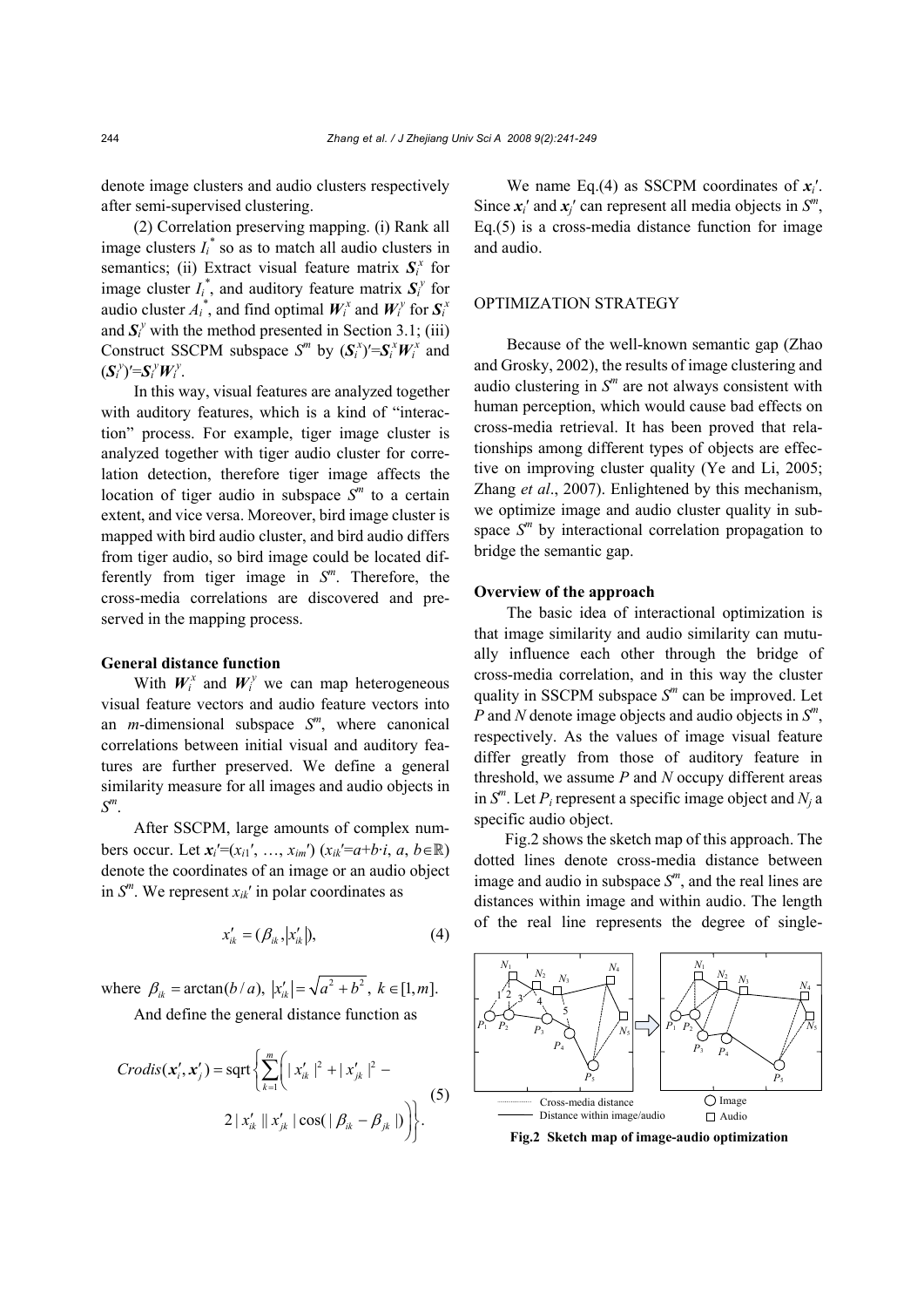denote image clusters and audio clusters respectively after semi-supervised clustering.

(2) Correlation preserving mapping. (i) Rank all image clusters $I_i^*$ so as to match all audio clusters in semantics; (ii) Extract visual feature matrix $\boldsymbol{S}_i^x$ for image cluster $I_i^*$, and auditory feature matrix $\boldsymbol{S}_i^y$ for audio cluster $A_i^*$, and find optimal $\boldsymbol{W}_i^x$ and $\boldsymbol{W}_i^y$ for $\boldsymbol{S}_i^x$ and $\boldsymbol{S}_i^y$ with the method presented in Section 3.1; (iii) Construct SSCPM subspace $S^m$ by $(\boldsymbol{S}_i^x)'=\boldsymbol{S}_i^x\boldsymbol{W}_i^x$ and $(\boldsymbol{S}_i^y)'=\boldsymbol{S}_i^y\boldsymbol{W}_i^y$.

In this way, visual features are analyzed together with auditory features, which is a kind of "interaction" process. For example, tiger image cluster is analyzed together with tiger audio cluster for correlation detection, therefore tiger image affects the location of tiger audio in subspace $S^m$ to a certain extent, and vice versa. Moreover, bird image cluster is mapped with bird audio cluster, and bird audio differs from tiger audio, so bird image could be located differently from tiger image in $S^m$. Therefore, the cross-media correlations are discovered and preserved in the mapping process.

### General distance function

With $\boldsymbol{W}_i^x$ and $\boldsymbol{W}_i^y$ we can map heterogeneous visual feature vectors and audio feature vectors into an $m$-dimensional subspace $S^m$, where canonical correlations between initial visual and auditory features are further preserved. We define a general similarity measure for all images and audio objects in $S^m$.

After SSCPM, large amounts of complex numbers occur. Let $\boldsymbol{x}_i'=(x_{i1}', \ldots, x_{im}')$ $(x_{ik}'=a+b\cdot i,\ a, b\in\mathbb{R})$ denote the coordinates of an image or an audio object in $S^m$. We represent $x_{ik}'$ in polar coordinates as

$$x_{ik}' = (\beta_{ik}, |x_{ik}'|), \tag{4}$$

where $\beta_{ik} = \arctan(b/a)$, $|x_{ik}'| = \sqrt{a^2+b^2}$, $k\in[1,m]$.

And define the general distance function as

$$Crodis(\boldsymbol{x}_i', \boldsymbol{x}_j') = \mathrm{sqrt}\left\{\sum_{k=1}^{m}\left(|x_{ik}'|^2 + |x_{jk}'|^2 - 2|x_{ik}'||x_{jk}'|\cos(|\beta_{ik}-\beta_{jk}|)\right)\right\}. \tag{5}$$

We name Eq.(4) as SSCPM coordinates of $\boldsymbol{x}_i'$. Since $\boldsymbol{x}_i'$ and $\boldsymbol{x}_j'$ can represent all media objects in $S^m$, Eq.(5) is a cross-media distance function for image and audio.

## OPTIMIZATION STRATEGY

Because of the well-known semantic gap (Zhao and Grosky, 2002), the results of image clustering and audio clustering in $S^m$ are not always consistent with human perception, which would cause bad effects on cross-media retrieval. It has been proved that relationships among different types of objects are effective on improving cluster quality (Ye and Li, 2005; Zhang *et al*., 2007). Enlightened by this mechanism, we optimize image and audio cluster quality in subspace $S^m$ by interactional correlation propagation to bridge the semantic gap.

### Overview of the approach

The basic idea of interactional optimization is that image similarity and audio similarity can mutually influence each other through the bridge of cross-media correlation, and in this way the cluster quality in SSCPM subspace $S^m$ can be improved. Let $P$ and $N$ denote image objects and audio objects in $S^m$, respectively. As the values of image visual feature differ greatly from those of auditory feature in threshold, we assume $P$ and $N$ occupy different areas in $S^m$. Let $P_i$ represent a specific image object and $N_j$ a specific audio object.

Fig.2 shows the sketch map of this approach. The dotted lines denote cross-media distance between image and audio in subspace $S^m$, and the real lines are distances within image and within audio. The length of the real line represents the degree of single-

**Fig.2 Sketch map of image-audio optimization**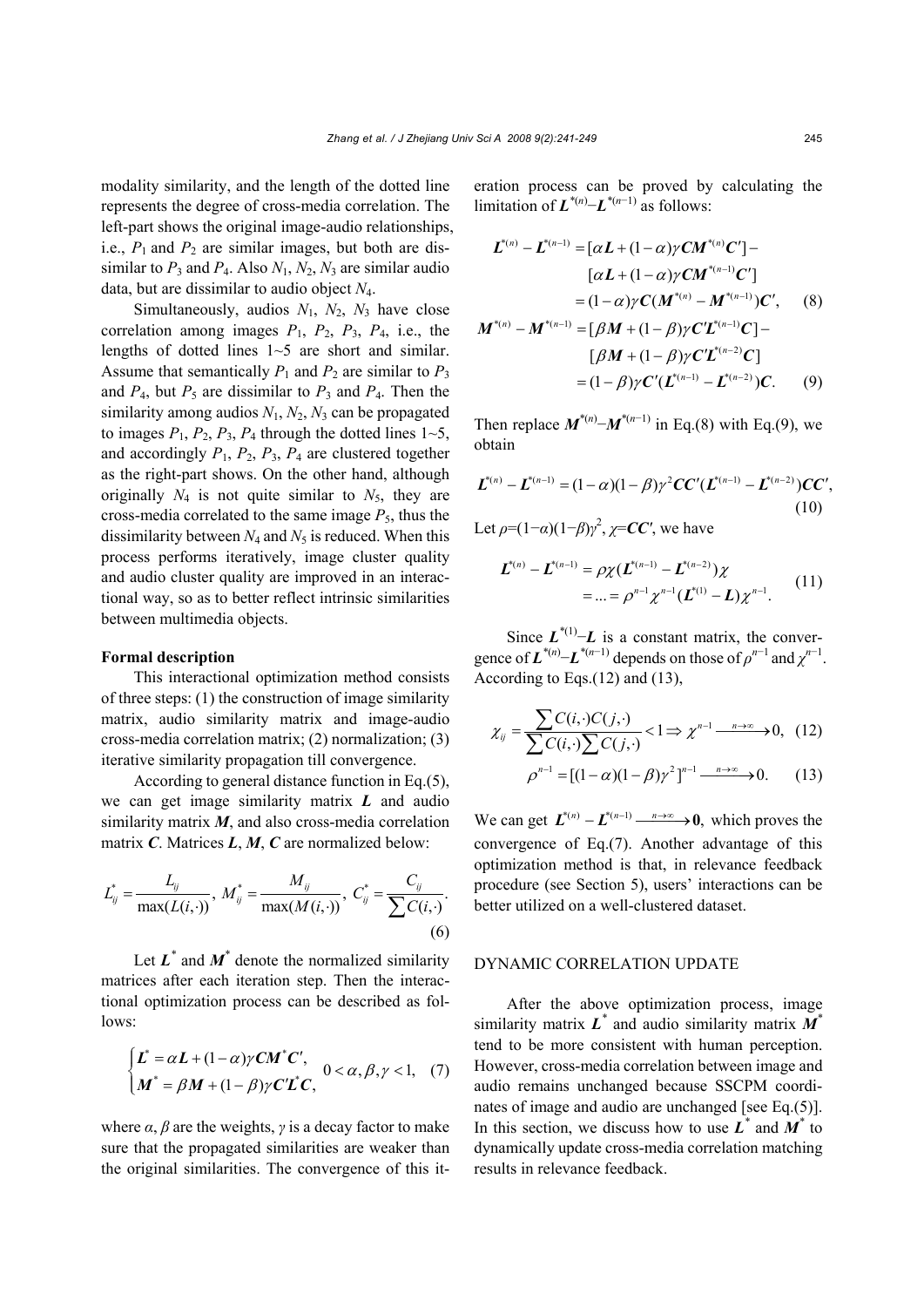modality similarity, and the length of the dotted line represents the degree of cross-media correlation. The left-part shows the original image-audio relationships, i.e., $P_1$ and $P_2$ are similar images, but both are dissimilar to $P_3$ and $P_4$. Also $N_1$, $N_2$, $N_3$ are similar audio data, but are dissimilar to audio object $N_4$.

Simultaneously, audios $N_1$, $N_2$, $N_3$ have close correlation among images $P_1$, $P_2$, $P_3$, $P_4$, i.e., the lengths of dotted lines 1~5 are short and similar. Assume that semantically $P_1$ and $P_2$ are similar to $P_3$ and $P_4$, but $P_5$ are dissimilar to $P_3$ and $P_4$. Then the similarity among audios $N_1$, $N_2$, $N_3$ can be propagated to images $P_1$, $P_2$, $P_3$, $P_4$ through the dotted lines 1~5, and accordingly $P_1$, $P_2$, $P_3$, $P_4$ are clustered together as the right-part shows. On the other hand, although originally $N_4$ is not quite similar to $N_5$, they are cross-media correlated to the same image $P_5$, thus the dissimilarity between $N_4$ and $N_5$ is reduced. When this process performs iteratively, image cluster quality and audio cluster quality are improved in an interactional way, so as to better reflect intrinsic similarities between multimedia objects.

**Formal description**

This interactional optimization method consists of three steps: (1) the construction of image similarity matrix, audio similarity matrix and image-audio cross-media correlation matrix; (2) normalization; (3) iterative similarity propagation till convergence.

According to general distance function in Eq.(5), we can get image similarity matrix $\boldsymbol{L}$ and audio similarity matrix $\boldsymbol{M}$, and also cross-media correlation matrix $\boldsymbol{C}$. Matrices $\boldsymbol{L}$, $\boldsymbol{M}$, $\boldsymbol{C}$ are normalized below:

$$L_{ij}^{*}=\frac{L_{ij}}{\max(L(i,\cdot))},\ M_{ij}^{*}=\frac{M_{ij}}{\max(M(i,\cdot))},\ C_{ij}^{*}=\frac{C_{ij}}{\sum C(i,\cdot)}. \quad (6)$$

Let $\boldsymbol{L}^*$ and $\boldsymbol{M}^*$ denote the normalized similarity matrices after each iteration step. Then the interactional optimization process can be described as follows:

$$\begin{cases}\boldsymbol{L}^{*}=\alpha\boldsymbol{L}+(1-\alpha)\gamma\boldsymbol{C}\boldsymbol{M}^{*}\boldsymbol{C}',\\ \boldsymbol{M}^{*}=\beta\boldsymbol{M}+(1-\beta)\gamma\boldsymbol{C}'\boldsymbol{L}^{*}\boldsymbol{C},\end{cases}\quad 0<\alpha,\beta,\gamma<1, \quad (7)$$

where $\alpha$, $\beta$ are the weights, $\gamma$ is a decay factor to make sure that the propagated similarities are weaker than the original similarities. The convergence of this iteration process can be proved by calculating the limitation of $\boldsymbol{L}^{*(n)}-\boldsymbol{L}^{*(n-1)}$ as follows:

$$\begin{aligned}\boldsymbol{L}^{*(n)}-\boldsymbol{L}^{*(n-1)}&=[\alpha\boldsymbol{L}+(1-\alpha)\gamma\boldsymbol{C}\boldsymbol{M}^{*(n)}\boldsymbol{C}']-\\&\quad[\alpha\boldsymbol{L}+(1-\alpha)\gamma\boldsymbol{C}\boldsymbol{M}^{*(n-1)}\boldsymbol{C}']\\&=(1-\alpha)\gamma\boldsymbol{C}(\boldsymbol{M}^{*(n)}-\boldsymbol{M}^{*(n-1)})\boldsymbol{C}', \quad (8)\end{aligned}$$

$$\begin{aligned}\boldsymbol{M}^{*(n)}-\boldsymbol{M}^{*(n-1)}&=[\beta\boldsymbol{M}+(1-\beta)\gamma\boldsymbol{C}'\boldsymbol{L}^{*(n-1)}\boldsymbol{C}]-\\&\quad[\beta\boldsymbol{M}+(1-\beta)\gamma\boldsymbol{C}'\boldsymbol{L}^{*(n-2)}\boldsymbol{C}]\\&=(1-\beta)\gamma\boldsymbol{C}'(\boldsymbol{L}^{*(n-1)}-\boldsymbol{L}^{*(n-2)})\boldsymbol{C}. \quad (9)\end{aligned}$$

Then replace $\boldsymbol{M}^{*(n)}-\boldsymbol{M}^{*(n-1)}$ in Eq.(8) with Eq.(9), we obtain

$$\boldsymbol{L}^{*(n)}-\boldsymbol{L}^{*(n-1)}=(1-\alpha)(1-\beta)\gamma^{2}\boldsymbol{C}\boldsymbol{C}'(\boldsymbol{L}^{*(n-1)}-\boldsymbol{L}^{*(n-2)})\boldsymbol{C}\boldsymbol{C}', \quad (10)$$

Let $\rho=(1-\alpha)(1-\beta)\gamma^2$, $\chi=\boldsymbol{C}\boldsymbol{C}'$, we have

$$\begin{aligned}\boldsymbol{L}^{*(n)}-\boldsymbol{L}^{*(n-1)}&=\rho\chi(\boldsymbol{L}^{*(n-1)}-\boldsymbol{L}^{*(n-2)})\chi\\&=\ldots=\rho^{n-1}\chi^{n-1}(\boldsymbol{L}^{*(1)}-\boldsymbol{L})\chi^{n-1}. \quad (11)\end{aligned}$$

Since $\boldsymbol{L}^{*(1)}-\boldsymbol{L}$ is a constant matrix, the convergence of $\boldsymbol{L}^{*(n)}-\boldsymbol{L}^{*(n-1)}$ depends on those of $\rho^{n-1}$ and $\chi^{n-1}$. According to Eqs.(12) and (13),

$$\chi_{ij}=\frac{\sum C(i,\cdot)C(j,\cdot)}{\sum C(i,\cdot)\sum C(j,\cdot)}<1\Rightarrow\chi^{n-1}\xrightarrow{n\to\infty}0, \quad (12)$$

$$\rho^{n-1}=[(1-\alpha)(1-\beta)\gamma^{2}]^{n-1}\xrightarrow{n\to\infty}0. \quad (13)$$

We can get $\boldsymbol{L}^{*(n)}-\boldsymbol{L}^{*(n-1)}\xrightarrow{n\to\infty}\boldsymbol{0}$, which proves the convergence of Eq.(7). Another advantage of this optimization method is that, in relevance feedback procedure (see Section 5), users' interactions can be better utilized on a well-clustered dataset.

## DYNAMIC CORRELATION UPDATE

After the above optimization process, image similarity matrix $\boldsymbol{L}^*$ and audio similarity matrix $\boldsymbol{M}^*$ tend to be more consistent with human perception. However, cross-media correlation between image and audio remains unchanged because SSCPM coordinates of image and audio are unchanged [see Eq.(5)]. In this section, we discuss how to use $\boldsymbol{L}^*$ and $\boldsymbol{M}^*$ to dynamically update cross-media correlation matching results in relevance feedback.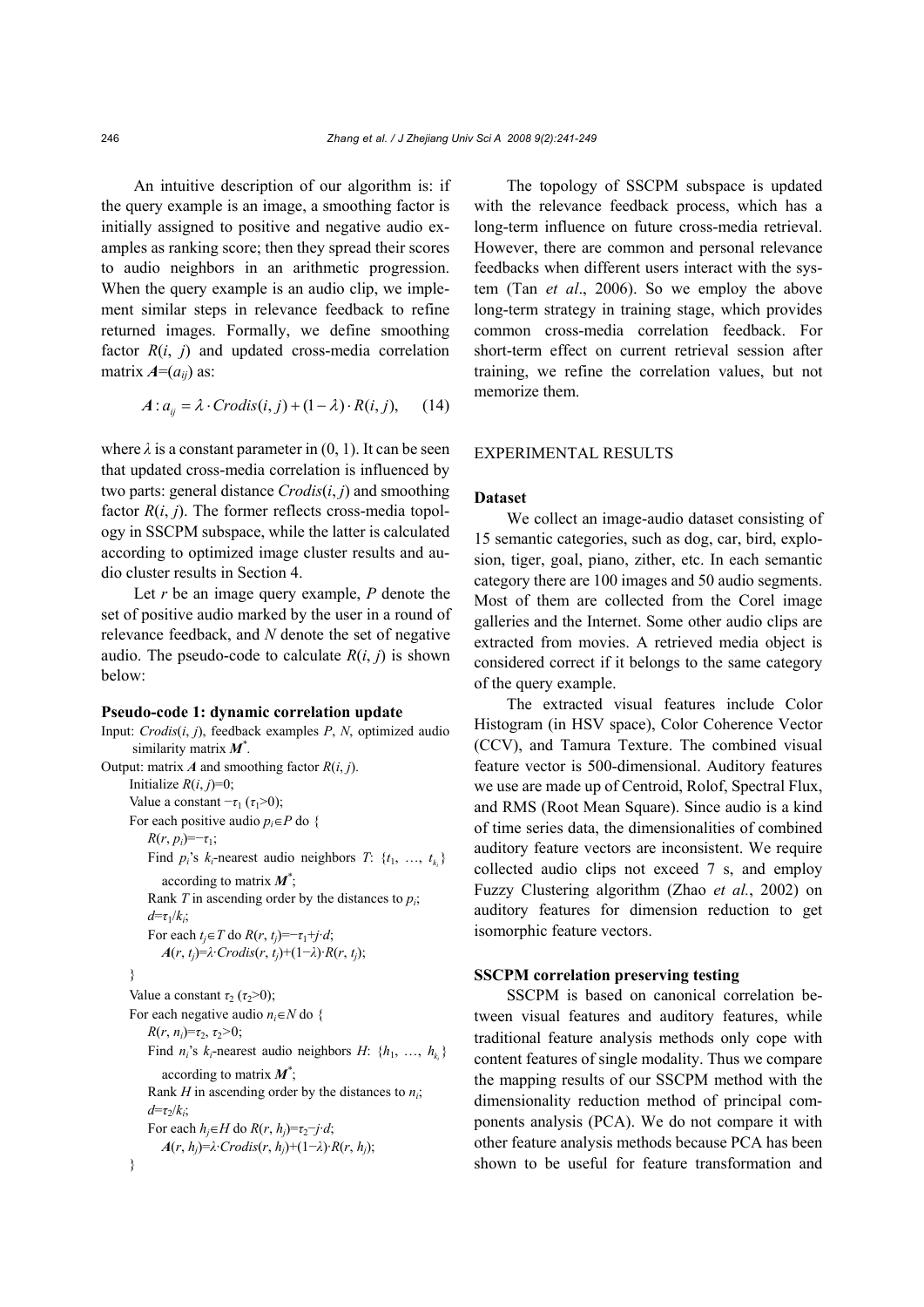An intuitive description of our algorithm is: if the query example is an image, a smoothing factor is initially assigned to positive and negative audio examples as ranking score; then they spread their scores to audio neighbors in an arithmetic progression. When the query example is an audio clip, we implement similar steps in relevance feedback to refine returned images. Formally, we define smoothing factor $R(i, j)$ and updated cross-media correlation matrix $\boldsymbol{A}=(a_{ij})$ as:

$$\boldsymbol{A}: a_{ij} = \lambda \cdot Crodis(i, j) + (1-\lambda) \cdot R(i, j), \quad (14)$$

where $\lambda$ is a constant parameter in (0, 1). It can be seen that updated cross-media correlation is influenced by two parts: general distance $Crodis(i, j)$ and smoothing factor $R(i, j)$. The former reflects cross-media topology in SSCPM subspace, while the latter is calculated according to optimized image cluster results and audio cluster results in Section 4.

Let $r$ be an image query example, $P$ denote the set of positive audio marked by the user in a round of relevance feedback, and $N$ denote the set of negative audio. The pseudo-code to calculate $R(i, j)$ is shown below:

**Pseudo-code 1: dynamic correlation update**

```
Input: Crodis(i, j), feedback examples P, N, optimized audio
       similarity matrix M*.
Output: matrix A and smoothing factor R(i, j).
    Initialize R(i, j)=0;
    Value a constant −τ1 (τ1>0);
    For each positive audio p_i∈P do {
        R(r, p_i)=−τ1;
        Find p_i's k_i-nearest audio neighbors T: {t_1, …, t_{k_i}}
          according to matrix M*;
        Rank T in ascending order by the distances to p_i;
        d=τ1/k_i;
        For each t_j∈T do R(r, t_j)=−τ1+j·d;
          A(r, t_j)=λ·Crodis(r, t_j)+(1−λ)·R(r, t_j);
    }
    Value a constant τ2 (τ2>0);
    For each negative audio n_i∈N do {
        R(r, n_i)=τ2, τ2>0;
        Find n_i's k_i-nearest audio neighbors H: {h_1, …, h_{k_i}}
          according to matrix M*;
        Rank H in ascending order by the distances to n_i;
        d=τ2/k_i;
        For each h_j∈H do R(r, h_j)=τ2−j·d;
          A(r, h_j)=λ·Crodis(r, h_j)+(1−λ)·R(r, h_j);
    }
```

The topology of SSCPM subspace is updated with the relevance feedback process, which has a long-term influence on future cross-media retrieval. However, there are common and personal relevance feedbacks when different users interact with the system (Tan *et al*., 2006). So we employ the above long-term strategy in training stage, which provides common cross-media correlation feedback. For short-term effect on current retrieval session after training, we refine the correlation values, but not memorize them.

## EXPERIMENTAL RESULTS

### Dataset

We collect an image-audio dataset consisting of 15 semantic categories, such as dog, car, bird, explosion, tiger, goal, piano, zither, etc. In each semantic category there are 100 images and 50 audio segments. Most of them are collected from the Corel image galleries and the Internet. Some other audio clips are extracted from movies. A retrieved media object is considered correct if it belongs to the same category of the query example.

The extracted visual features include Color Histogram (in HSV space), Color Coherence Vector (CCV), and Tamura Texture. The combined visual feature vector is 500-dimensional. Auditory features we use are made up of Centroid, Rolof, Spectral Flux, and RMS (Root Mean Square). Since audio is a kind of time series data, the dimensionalities of combined auditory feature vectors are inconsistent. We require collected audio clips not exceed 7 s, and employ Fuzzy Clustering algorithm (Zhao *et al.*, 2002) on auditory features for dimension reduction to get isomorphic feature vectors.

### SSCPM correlation preserving testing

SSCPM is based on canonical correlation between visual features and auditory features, while traditional feature analysis methods only cope with content features of single modality. Thus we compare the mapping results of our SSCPM method with the dimensionality reduction method of principal components analysis (PCA). We do not compare it with other feature analysis methods because PCA has been shown to be useful for feature transformation and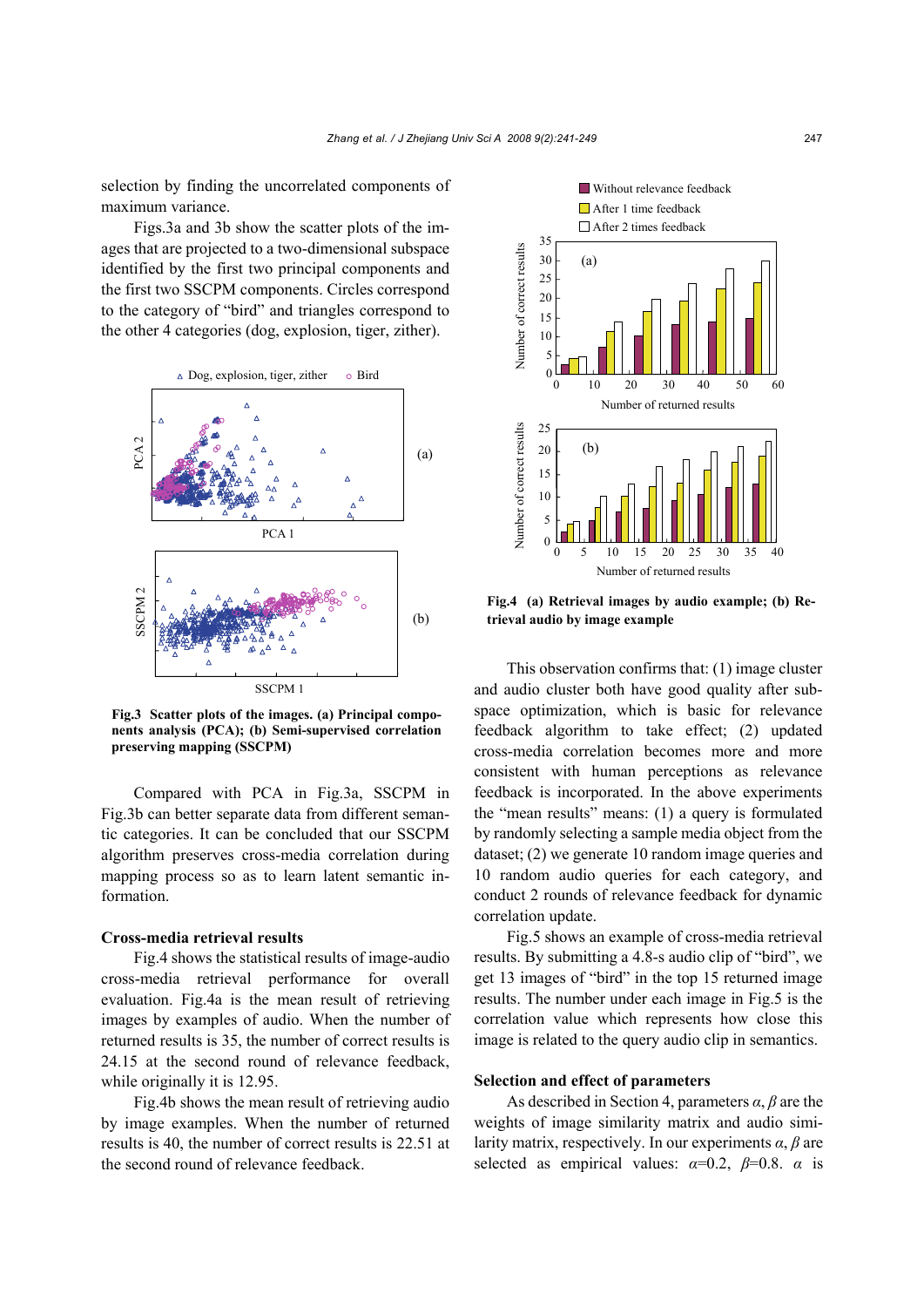selection by finding the uncorrelated components of maximum variance.

Figs.3a and 3b show the scatter plots of the images that are projected to a two-dimensional subspace identified by the first two principal components and the first two SSCPM components. Circles correspond to the category of "bird" and triangles correspond to the other 4 categories (dog, explosion, tiger, zither).

**Fig.3 Scatter plots of the images. (a) Principal components analysis (PCA); (b) Semi-supervised correlation preserving mapping (SSCPM)**

Compared with PCA in Fig.3a, SSCPM in Fig.3b can better separate data from different semantic categories. It can be concluded that our SSCPM algorithm preserves cross-media correlation during mapping process so as to learn latent semantic information.

### Cross-media retrieval results

Fig.4 shows the statistical results of image-audio cross-media retrieval performance for overall evaluation. Fig.4a is the mean result of retrieving images by examples of audio. When the number of returned results is 35, the number of correct results is 24.15 at the second round of relevance feedback, while originally it is 12.95.

Fig.4b shows the mean result of retrieving audio by image examples. When the number of returned results is 40, the number of correct results is 22.51 at the second round of relevance feedback.

**Fig.4 (a) Retrieval images by audio example; (b) Retrieval audio by image example**

This observation confirms that: (1) image cluster and audio cluster both have good quality after subspace optimization, which is basic for relevance feedback algorithm to take effect; (2) updated cross-media correlation becomes more and more consistent with human perceptions as relevance feedback is incorporated. In the above experiments the "mean results" means: (1) a query is formulated by randomly selecting a sample media object from the dataset; (2) we generate 10 random image queries and 10 random audio queries for each category, and conduct 2 rounds of relevance feedback for dynamic correlation update.

Fig.5 shows an example of cross-media retrieval results. By submitting a 4.8-s audio clip of "bird", we get 13 images of "bird" in the top 15 returned image results. The number under each image in Fig.5 is the correlation value which represents how close this image is related to the query audio clip in semantics.

### Selection and effect of parameters

As described in Section 4, parameters $\alpha$, $\beta$ are the weights of image similarity matrix and audio similarity matrix, respectively. In our experiments $\alpha$, $\beta$ are selected as empirical values: $\alpha$=0.2, $\beta$=0.8. $\alpha$ is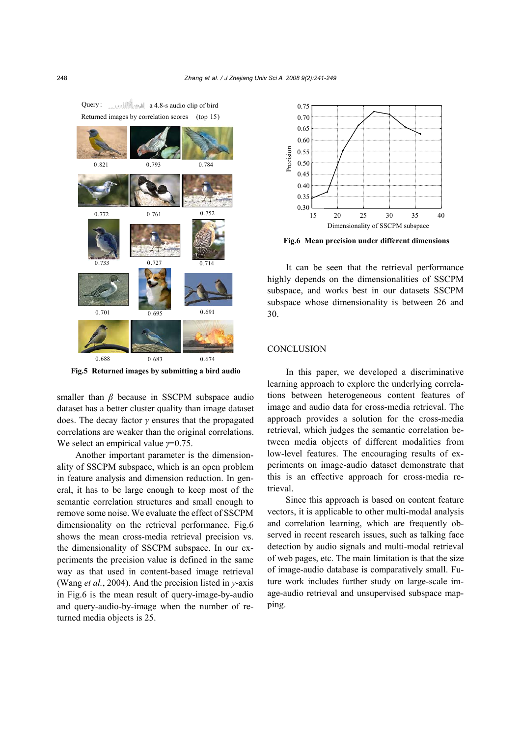Query: a 4.8-s audio clip of bird

Returned images by correlation scores (top 15)

0.821 0.793 0.784

0.772 0.761 0.752

0.733 0.727 0.714

0.701 0.695 0.691

0.688 0.683 0.674

**Fig.5 Returned images by submitting a bird audio**

smaller than $\beta$ because in SSCPM subspace audio dataset has a better cluster quality than image dataset does. The decay factor $\gamma$ ensures that the propagated correlations are weaker than the original correlations. We select an empirical value $\gamma$=0.75.

Another important parameter is the dimensionality of SSCPM subspace, which is an open problem in feature analysis and dimension reduction. In general, it has to be large enough to keep most of the semantic correlation structures and small enough to remove some noise. We evaluate the effect of SSCPM dimensionality on the retrieval performance. Fig.6 shows the mean cross-media retrieval precision vs. the dimensionality of SSCPM subspace. In our experiments the precision value is defined in the same way as that used in content-based image retrieval (Wang *et al.*, 2004). And the precision listed in $y$-axis in Fig.6 is the mean result of query-image-by-audio and query-audio-by-image when the number of returned media objects is 25.

**Fig.6 Mean precision under different dimensions**

It can be seen that the retrieval performance highly depends on the dimensionalities of SSCPM subspace, and works best in our datasets SSCPM subspace whose dimensionality is between 26 and 30.

## CONCLUSION

In this paper, we developed a discriminative learning approach to explore the underlying correlations between heterogeneous content features of image and audio data for cross-media retrieval. The approach provides a solution for the cross-media retrieval, which judges the semantic correlation between media objects of different modalities from low-level features. The encouraging results of experiments on image-audio dataset demonstrate that this is an effective approach for cross-media retrieval.

Since this approach is based on content feature vectors, it is applicable to other multi-modal analysis and correlation learning, which are frequently observed in recent research issues, such as talking face detection by audio signals and multi-modal retrieval of web pages, etc. The main limitation is that the size of image-audio database is comparatively small. Future work includes further study on large-scale image-audio retrieval and unsupervised subspace mapping.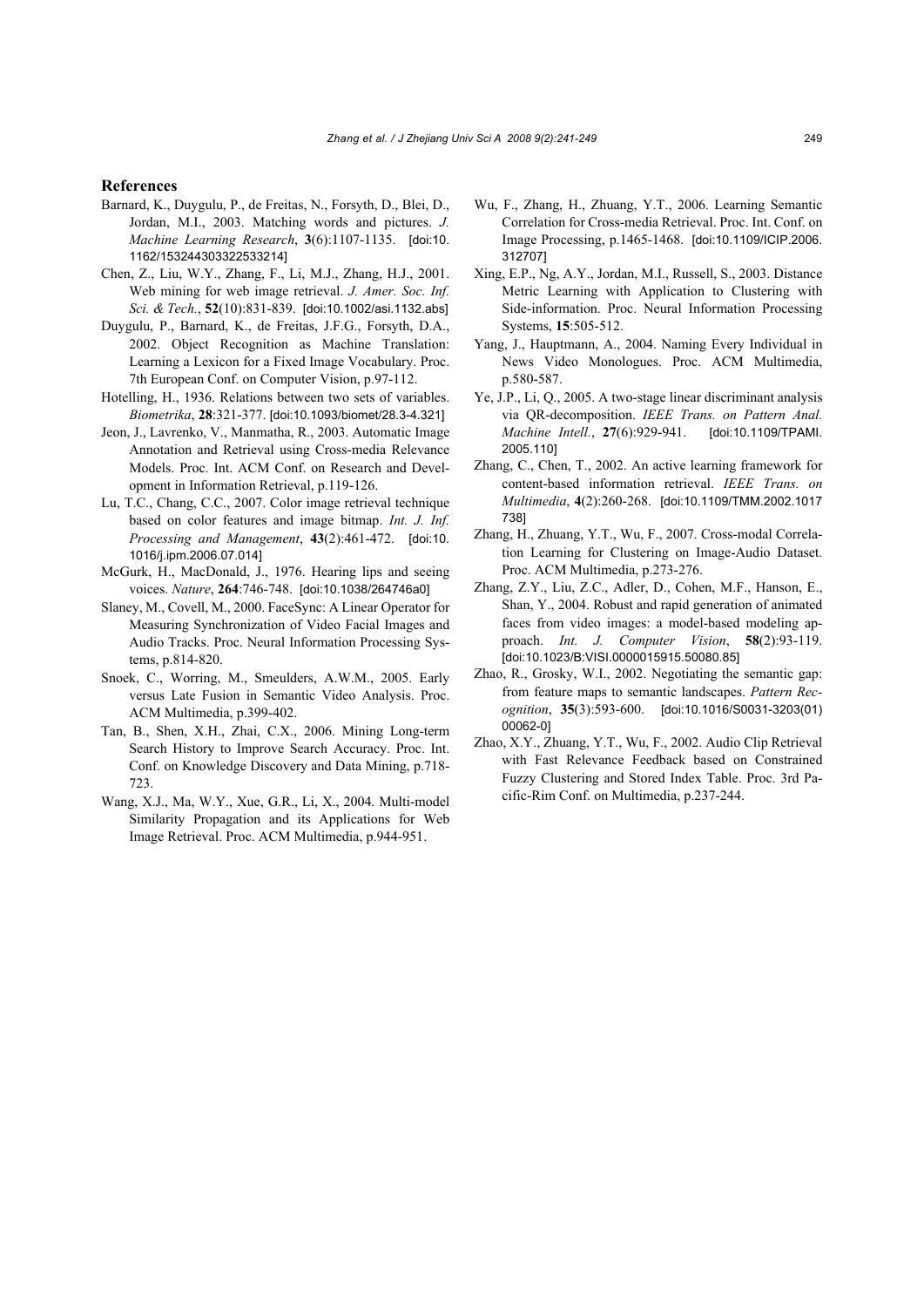## References

Barnard, K., Duygulu, P., de Freitas, N., Forsyth, D., Blei, D., Jordan, M.I., 2003. Matching words and pictures. *J. Machine Learning Research*, **3**(6):1107-1135. [doi:10.1162/153244303322533214]

Chen, Z., Liu, W.Y., Zhang, F., Li, M.J., Zhang, H.J., 2001. Web mining for web image retrieval. *J. Amer. Soc. Inf. Sci. & Tech.*, **52**(10):831-839. [doi:10.1002/asi.1132.abs]

Duygulu, P., Barnard, K., de Freitas, J.F.G., Forsyth, D.A., 2002. Object Recognition as Machine Translation: Learning a Lexicon for a Fixed Image Vocabulary. Proc. 7th European Conf. on Computer Vision, p.97-112.

Hotelling, H., 1936. Relations between two sets of variables. *Biometrika*, **28**:321-377. [doi:10.1093/biomet/28.3-4.321]

Jeon, J., Lavrenko, V., Manmatha, R., 2003. Automatic Image Annotation and Retrieval using Cross-media Relevance Models. Proc. Int. ACM Conf. on Research and Development in Information Retrieval, p.119-126.

Lu, T.C., Chang, C.C., 2007. Color image retrieval technique based on color features and image bitmap. *Int. J. Inf. Processing and Management*, **43**(2):461-472. [doi:10.1016/j.ipm.2006.07.014]

McGurk, H., MacDonald, J., 1976. Hearing lips and seeing voices. *Nature*, **264**:746-748. [doi:10.1038/264746a0]

Slaney, M., Covell, M., 2000. FaceSync: A Linear Operator for Measuring Synchronization of Video Facial Images and Audio Tracks. Proc. Neural Information Processing Systems, p.814-820.

Snoek, C., Worring, M., Smeulders, A.W.M., 2005. Early versus Late Fusion in Semantic Video Analysis. Proc. ACM Multimedia, p.399-402.

Tan, B., Shen, X.H., Zhai, C.X., 2006. Mining Long-term Search History to Improve Search Accuracy. Proc. Int. Conf. on Knowledge Discovery and Data Mining, p.718-723.

Wang, X.J., Ma, W.Y., Xue, G.R., Li, X., 2004. Multi-model Similarity Propagation and its Applications for Web Image Retrieval. Proc. ACM Multimedia, p.944-951.

Wu, F., Zhang, H., Zhuang, Y.T., 2006. Learning Semantic Correlation for Cross-media Retrieval. Proc. Int. Conf. on Image Processing, p.1465-1468. [doi:10.1109/ICIP.2006.312707]

Xing, E.P., Ng, A.Y., Jordan, M.I., Russell, S., 2003. Distance Metric Learning with Application to Clustering with Side-information. Proc. Neural Information Processing Systems, **15**:505-512.

Yang, J., Hauptmann, A., 2004. Naming Every Individual in News Video Monologues. Proc. ACM Multimedia, p.580-587.

Ye, J.P., Li, Q., 2005. A two-stage linear discriminant analysis via QR-decomposition. *IEEE Trans. on Pattern Anal. Machine Intell.*, **27**(6):929-941. [doi:10.1109/TPAMI.2005.110]

Zhang, C., Chen, T., 2002. An active learning framework for content-based information retrieval. *IEEE Trans. on Multimedia*, **4**(2):260-268. [doi:10.1109/TMM.2002.1017738]

Zhang, H., Zhuang, Y.T., Wu, F., 2007. Cross-modal Correlation Learning for Clustering on Image-Audio Dataset. Proc. ACM Multimedia, p.273-276.

Zhang, Z.Y., Liu, Z.C., Adler, D., Cohen, M.F., Hanson, E., Shan, Y., 2004. Robust and rapid generation of animated faces from video images: a model-based modeling approach. *Int. J. Computer Vision*, **58**(2):93-119. [doi:10.1023/B:VISI.0000015915.50080.85]

Zhao, R., Grosky, W.I., 2002. Negotiating the semantic gap: from feature maps to semantic landscapes. *Pattern Recognition*, **35**(3):593-600. [doi:10.1016/S0031-3203(01)00062-0]

Zhao, X.Y., Zhuang, Y.T., Wu, F., 2002. Audio Clip Retrieval with Fast Relevance Feedback based on Constrained Fuzzy Clustering and Stored Index Table. Proc. 3rd Pacific-Rim Conf. on Multimedia, p.237-244.